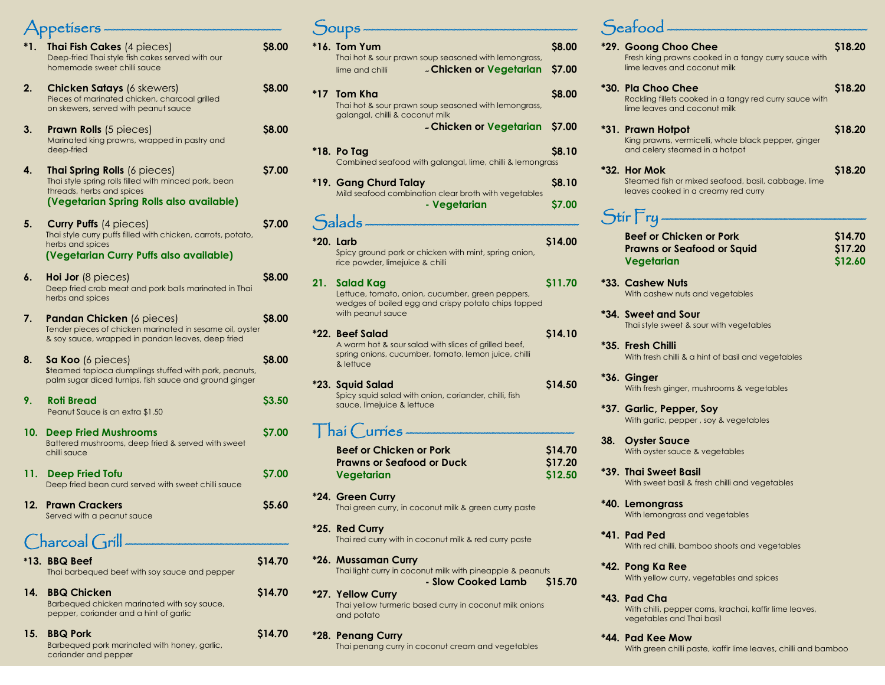## Appetisers

**\*1. Thai Fish Cakes** (4 pieces) — **$8.00**
Deep-fried Thai style fish cakes served with our homemade sweet chilli sauce

**2. Chicken Satays** (6 skewers) — **$8.00**
Pieces of marinated chicken, charcoal grilled on skewers, served with peanut sauce

**3. Prawn Rolls** (5 pieces) — **$8.00**
Marinated king prawns, wrapped in pastry and deep-fried

**4. Thai Spring Rolls** (6 pieces) — **$7.00**
Thai style spring rolls filled with minced pork, bean threads, herbs and spices
**(Vegetarian Spring Rolls also available)**

**5. Curry Puffs** (4 pieces) — **$7.00**
Thai style curry puffs filled with chicken, carrots, potato, herbs and spices
**(Vegetarian Curry Puffs also available)**

**6. Hoi Jor** (8 pieces) — **$8.00**
Deep fried crab meat and pork balls marinated in Thai herbs and spices

**7. Pandan Chicken** (6 pieces) — **$8.00**
Tender pieces of chicken marinated in sesame oil, oyster & soy sauce, wrapped in pandan leaves, deep fried

**8. Sa Koo** (6 pieces) — **$8.00**
Steamed tapioca dumplings stuffed with pork, peanuts, palm sugar diced turnips, fish sauce and ground ginger

**9. Roti Bread** — **$3.50**
Peanut Sauce is an extra $1.50

**10. Deep Fried Mushrooms** — **$7.00**
Battered mushrooms, deep fried & served with sweet chilli sauce

**11. Deep Fried Tofu** — **$7.00**
Deep fried bean curd served with sweet chilli sauce

**12. Prawn Crackers** — **$5.60**
Served with a peanut sauce

## Charcoal Grill

**\*13. BBQ Beef** — **$14.70**
Thai barbequed beef with soy sauce and pepper

**14. BBQ Chicken** — **$14.70**
Barbequed chicken marinated with soy sauce, pepper, coriander and a hint of garlic

**15. BBQ Pork** — **$14.70**
Barbequed pork marinated with honey, garlic, coriander and pepper

## Soups

**\*16. Tom Yum** — **$8.00**
Thai hot & sour prawn soup seasoned with lemongrass, lime and chilli
**- Chicken or Vegetarian** — **$7.00**

**\*17 Tom Kha** — **$8.00**
Thai hot & sour prawn soup seasoned with lemongrass, galangal, chilli & coconut milk
**- Chicken or Vegetarian** — **$7.00**

**\*18. Po Tag** — **$8.10**
Combined seafood with galangal, lime, chilli & lemongrass

**\*19. Gang Churd Talay** — **$8.10**
Mild seafood combination clear broth with vegetables
**- Vegetarian** — **$7.00**

## Salads

**\*20. Larb** — **$14.00**
Spicy ground pork or chicken with mint, spring onion, rice powder, limejuice & chilli

**21. Salad Kag** — **$11.70**
Lettuce, tomato, onion, cucumber, green peppers, wedges of boiled egg and crispy potato chips topped with peanut sauce

**\*22. Beef Salad** — **$14.10**
A warm hot & sour salad with slices of grilled beef, spring onions, cucumber, tomato, lemon juice, chilli & lettuce

**\*23. Squid Salad** — **$14.50**
Spicy squid salad with onion, coriander, chilli, fish sauce, limejuice & lettuce

## Thai Curries

| | |
|---|---|
| **Beef or Chicken or Pork** | **$14.70** |
| **Prawns or Seafood or Duck** | **$17.20** |
| **Vegetarian** | **$12.50** |

**\*24. Green Curry**
Thai green curry, in coconut milk & green curry paste

**\*25. Red Curry**
Thai red curry with in coconut milk & red curry paste

**\*26. Mussaman Curry**
Thai light curry in coconut milk with pineapple & peanuts
**- Slow Cooked Lamb** — **$15.70**

**\*27. Yellow Curry**
Thai yellow turmeric based curry in coconut milk onions and potato

**\*28. Penang Curry**
Thai penang curry in coconut cream and vegetables

## Seafood

**\*29. Goong Choo Chee** — **$18.20**
Fresh king prawns cooked in a tangy curry sauce with lime leaves and coconut milk

**\*30. Pla Choo Chee** — **$18.20**
Rockling fillets cooked in a tangy red curry sauce with lime leaves and coconut milk

**\*31. Prawn Hotpot** — **$18.20**
King prawns, vermicelli, whole black pepper, ginger and celery steamed in a hotpot

**\*32. Hor Mok** — **$18.20**
Steamed fish or mixed seafood, basil, cabbage, lime leaves cooked in a creamy red curry

## Stir Fry

| | |
|---|---|
| **Beef or Chicken or Pork** | **$14.70** |
| **Prawns or Seafood or Squid** | **$17.20** |
| **Vegetarian** | **$12.60** |

**\*33. Cashew Nuts**
With cashew nuts and vegetables

**\*34. Sweet and Sour**
Thai style sweet & sour with vegetables

**\*35. Fresh Chilli**
With fresh chilli & a hint of basil and vegetables

**\*36. Ginger**
With fresh ginger, mushrooms & vegetables

**\*37. Garlic, Pepper, Soy**
With garlic, pepper , soy & vegetables

**38. Oyster Sauce**
With oyster sauce & vegetables

**\*39. Thai Sweet Basil**
With sweet basil & fresh chilli and vegetables

**\*40. Lemongrass**
With lemongrass and vegetables

**\*41. Pad Ped**
With red chilli, bamboo shoots and vegetables

**\*42. Pong Ka Ree**
With yellow curry, vegetables and spices

**\*43. Pad Cha**
With chilli, pepper corns, krachai, kaffir lime leaves, vegetables and Thai basil

**\*44. Pad Kee Mow**
With green chilli paste, kaffir lime leaves, chilli and bamboo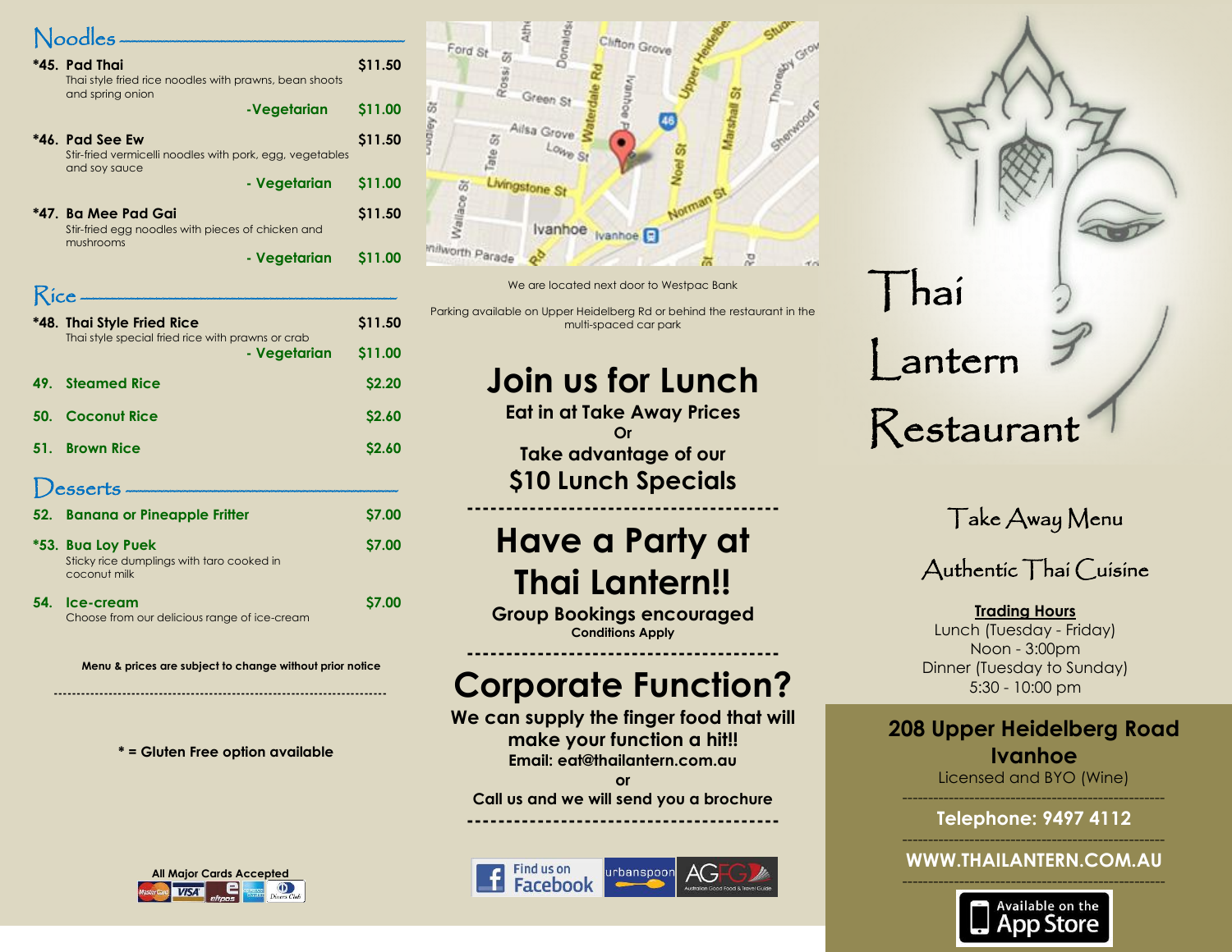## Noodles

**\*45. Pad Thai** — $11.50
Thai style fried rice noodles with prawns, bean shoots and spring onion
- Vegetarian — $11.00

**\*46. Pad See Ew** — $11.50
Stir-fried vermicelli noodles with pork, egg, vegetables and soy sauce
- Vegetarian — $11.00

**\*47. Ba Mee Pad Gai** — $11.50
Stir-fried egg noodles with pieces of chicken and mushrooms
- Vegetarian — $11.00

## Rice

**\*48. Thai Style Fried Rice** — $11.50
Thai style special fried rice with prawns or crab
- Vegetarian — $11.00

**49. Steamed Rice** — $2.20

**50. Coconut Rice** — $2.60

**51. Brown Rice** — $2.60

## Desserts

**52. Banana or Pineapple Fritter** — $7.00

**\*53. Bua Loy Puek** — $7.00
Sticky rice dumplings with taro cooked in coconut milk

**54. Ice-cream** — $7.00
Choose from our delicious range of ice-cream

**Menu & prices are subject to change without prior notice**

**\* = Gluten Free option available**

**All Major Cards Accepted**

We are located next door to Westpac Bank

Parking available on Upper Heidelberg Rd or behind the restaurant in the multi-spaced car park

# Join us for Lunch

**Eat in at Take Away Prices**
**Or**
**Take advantage of our**

## $10 Lunch Specials

# Have a Party at Thai Lantern!!

**Group Bookings encouraged**
**Conditions Apply**

# Corporate Function?

**We can supply the finger food that will make your function a hit!!**
**Email: eat@thailantern.com.au**
**or**
**Call us and we will send you a brochure**

Find us on Facebook

# Thai Lantern Restaurant

Take Away Menu

Authentic Thai Cuisine

**Trading Hours**
Lunch (Tuesday - Friday)
Noon - 3:00pm
Dinner (Tuesday to Sunday)
5:30 - 10:00 pm

**208 Upper Heidelberg Road**
**Ivanhoe**
Licensed and BYO (Wine)

**Telephone: 9497 4112**

**WWW.THAILANTERN.COM.AU**

Available on the App Store